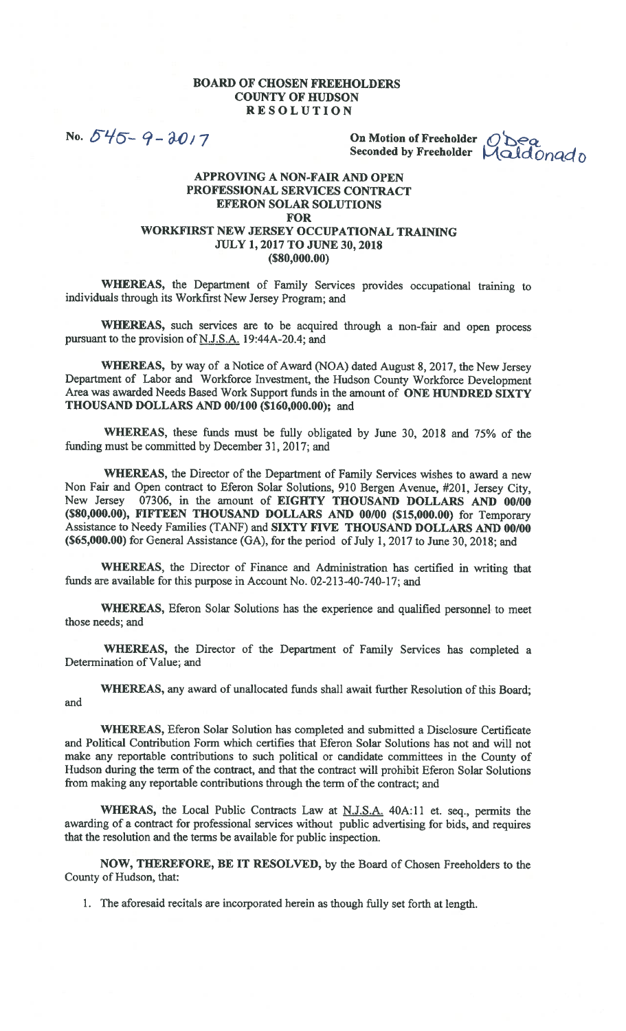**BOARD OF CHOSEN FREEHOLDERS**
**COUNTY OF HUDSON**
**RESOLUTION**

No. 545-9-2017

**On Motion of Freeholder** O'Dea
**Seconded by Freeholder** Maldonado

**APPROVING A NON-FAIR AND OPEN PROFESSIONAL SERVICES CONTRACT EFERON SOLAR SOLUTIONS FOR WORKFIRST NEW JERSEY OCCUPATIONAL TRAINING JULY 1, 2017 TO JUNE 30, 2018 ($80,000.00)**

**WHEREAS,** the Department of Family Services provides occupational training to individuals through its Workfirst New Jersey Program; and

**WHEREAS,** such services are to be acquired through a non-fair and open process pursuant to the provision of N.J.S.A. 19:44A-20.4; and

**WHEREAS,** by way of a Notice of Award (NOA) dated August 8, 2017, the New Jersey Department of Labor and Workforce Investment, the Hudson County Workforce Development Area was awarded Needs Based Work Support funds in the amount of **ONE HUNDRED SIXTY THOUSAND DOLLARS AND 00/100 ($160,000.00);** and

**WHEREAS,** these funds must be fully obligated by June 30, 2018 and 75% of the funding must be committed by December 31, 2017; and

**WHEREAS,** the Director of the Department of Family Services wishes to award a new Non Fair and Open contract to Eferon Solar Solutions, 910 Bergen Avenue, #201, Jersey City, New Jersey 07306, in the amount of **EIGHTY THOUSAND DOLLARS AND 00/00 ($80,000.00), FIFTEEN THOUSAND DOLLARS AND 00/00 ($15,000.00)** for Temporary Assistance to Needy Families (TANF) and **SIXTY FIVE THOUSAND DOLLARS AND 00/00 ($65,000.00)** for General Assistance (GA), for the period of July 1, 2017 to June 30, 2018; and

**WHEREAS,** the Director of Finance and Administration has certified in writing that funds are available for this purpose in Account No. 02-213-40-740-17; and

**WHEREAS,** Eferon Solar Solutions has the experience and qualified personnel to meet those needs; and

**WHEREAS,** the Director of the Department of Family Services has completed a Determination of Value; and

**WHEREAS,** any award of unallocated funds shall await further Resolution of this Board; and

**WHEREAS,** Eferon Solar Solution has completed and submitted a Disclosure Certificate and Political Contribution Form which certifies that Eferon Solar Solutions has not and will not make any reportable contributions to such political or candidate committees in the County of Hudson during the term of the contract, and that the contract will prohibit Eferon Solar Solutions from making any reportable contributions through the term of the contract; and

**WHERAS,** the Local Public Contracts Law at N.J.S.A. 40A:11 et. seq., permits the awarding of a contract for professional services without public advertising for bids, and requires that the resolution and the terms be available for public inspection.

**NOW, THEREFORE, BE IT RESOLVED,** by the Board of Chosen Freeholders to the County of Hudson, that:

1. The aforesaid recitals are incorporated herein as though fully set forth at length.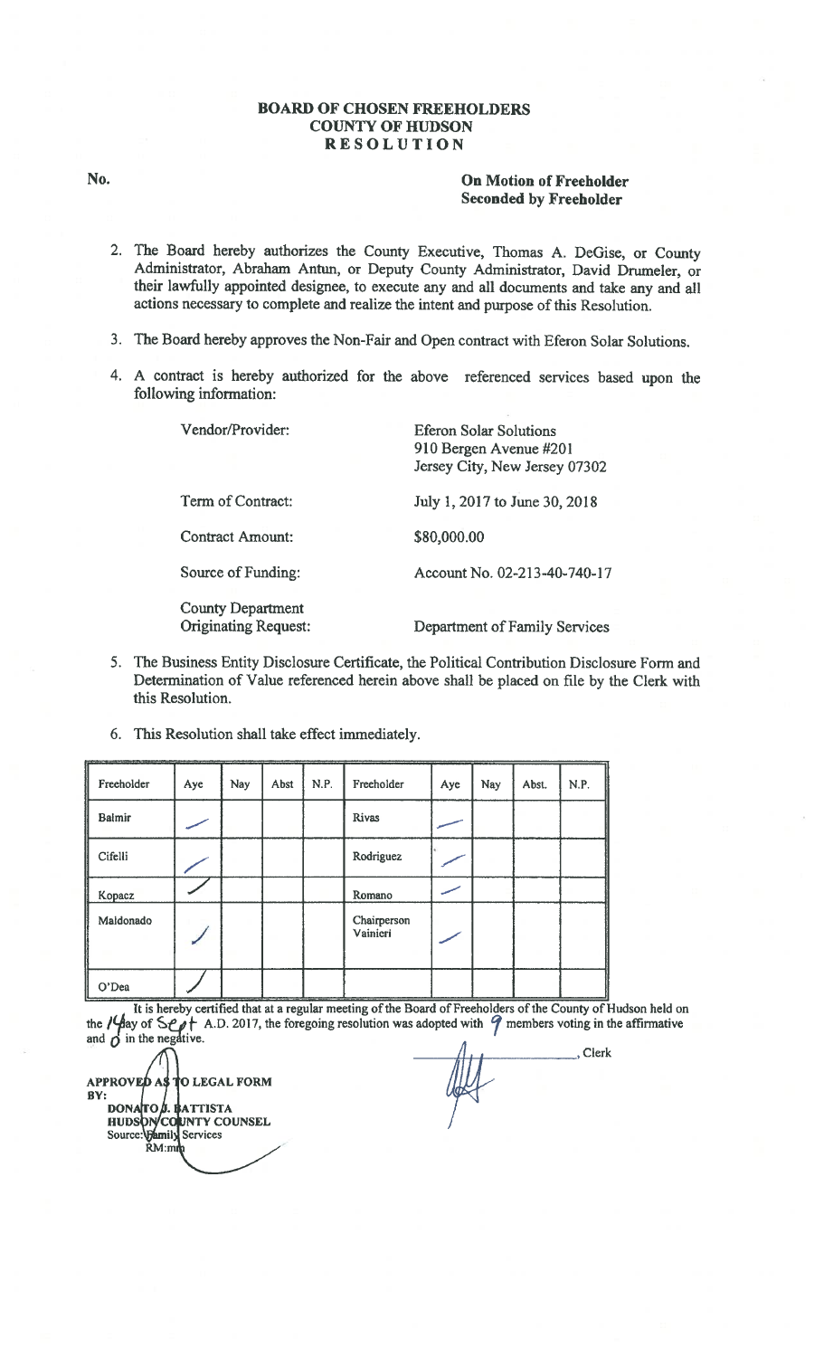**BOARD OF CHOSEN FREEHOLDERS**
**COUNTY OF HUDSON**
**RESOLUTION**

**No.**

**On Motion of Freeholder**
**Seconded by Freeholder**

2. The Board hereby authorizes the County Executive, Thomas A. DeGise, or County Administrator, Abraham Antun, or Deputy County Administrator, David Drumeler, or their lawfully appointed designee, to execute any and all documents and take any and all actions necessary to complete and realize the intent and purpose of this Resolution.

3. The Board hereby approves the Non-Fair and Open contract with Eferon Solar Solutions.

4. A contract is hereby authorized for the above referenced services based upon the following information:

| | |
|---|---|
| Vendor/Provider: | Eferon Solar Solutions<br>910 Bergen Avenue #201<br>Jersey City, New Jersey 07302 |
| Term of Contract: | July 1, 2017 to June 30, 2018 |
| Contract Amount: | $80,000.00 |
| Source of Funding: | Account No. 02-213-40-740-17 |
| County Department Originating Request: | Department of Family Services |

5. The Business Entity Disclosure Certificate, the Political Contribution Disclosure Form and Determination of Value referenced herein above shall be placed on file by the Clerk with this Resolution.

6. This Resolution shall take effect immediately.

| Freeholder | Aye | Nay | Abst | N.P. | Freeholder | Aye | Nay | Abst. | N.P. |
|---|---|---|---|---|---|---|---|---|---|
| Balmir | ✓ | | | | Rivas | ✓ | | | |
| Cifelli | ✓ | | | | Rodriguez | ✓ | | | |
| Kopacz | ✓ | | | | Romano | ✓ | | | |
| Maldonado | ✓ | | | | Chairperson Vainieri | ✓ | | | |
| O'Dea | ✓ | | | | | | | | |

It is hereby certified that at a regular meeting of the Board of Freeholders of the County of Hudson held on the 14 day of Sept A.D. 2017, the foregoing resolution was adopted with 9 members voting in the affirmative and 0 in the negative.

_______________, Clerk

**APPROVED AS TO LEGAL FORM**
**BY:**
**DONATO J. BATTISTA**
**HUDSON COUNTY COUNSEL**
Source: Family Services
RM:mm